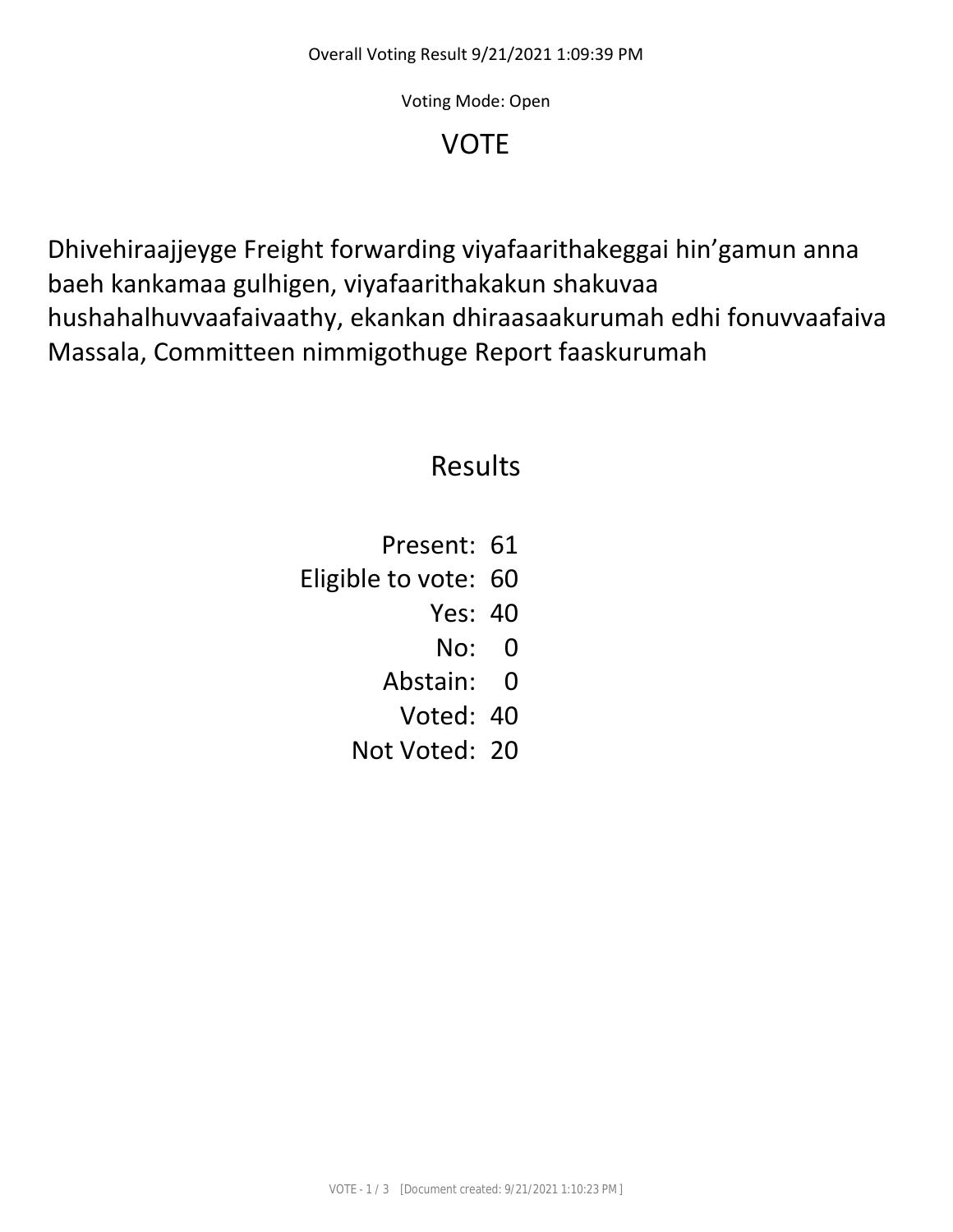Overall Voting Result 9/21/2021 1:09:39 PM

Voting Mode: Open

# VOTE

Dhivehiraajjeyge Freight forwarding viyafaarithakeggai hin'gamun anna baeh kankamaa gulhigen, viyafaarithakakun shakuvaa hushahalhuvvaafaivaathy, ekankan dhiraasaakurumah edhi fonuvvaafaiva Massala, Committeen nimmigothuge Report faaskurumah

## Results

| | |
|---|---|
| Present: | 61 |
| Eligible to vote: | 60 |
| Yes: | 40 |
| No: | 0 |
| Abstain: | 0 |
| Voted: | 40 |
| Not Voted: | 20 |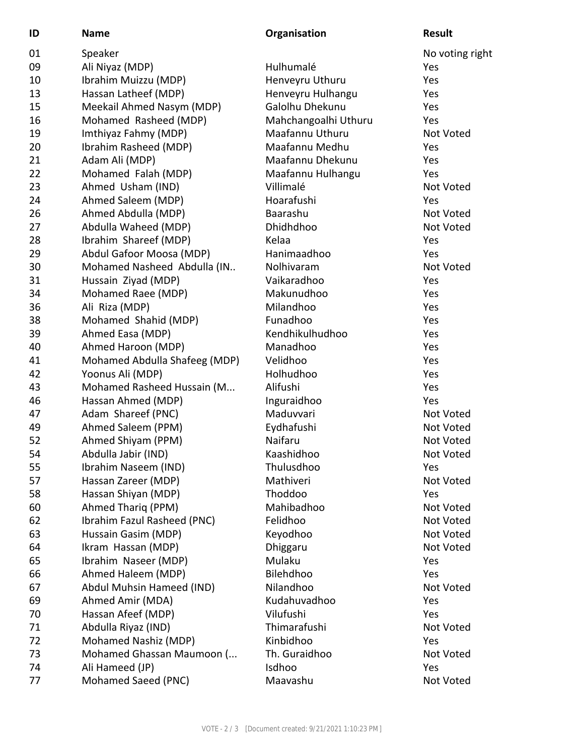| ID | Name | Organisation | Result |
|---|---|---|---|
| 01 | Speaker | | No voting right |
| 09 | Ali Niyaz (MDP) | Hulhumalé | Yes |
| 10 | Ibrahim Muizzu (MDP) | Henveyru Uthuru | Yes |
| 13 | Hassan Latheef (MDP) | Henveyru Hulhangu | Yes |
| 15 | Meekail Ahmed Nasym (MDP) | Galolhu Dhekunu | Yes |
| 16 | Mohamed Rasheed (MDP) | Mahchangoalhi Uthuru | Yes |
| 19 | Imthiyaz Fahmy (MDP) | Maafannu Uthuru | Not Voted |
| 20 | Ibrahim Rasheed (MDP) | Maafannu Medhu | Yes |
| 21 | Adam Ali (MDP) | Maafannu Dhekunu | Yes |
| 22 | Mohamed Falah (MDP) | Maafannu Hulhangu | Yes |
| 23 | Ahmed Usham (IND) | Villimalé | Not Voted |
| 24 | Ahmed Saleem (MDP) | Hoarafushi | Yes |
| 26 | Ahmed Abdulla (MDP) | Baarashu | Not Voted |
| 27 | Abdulla Waheed (MDP) | Dhidhdhoo | Not Voted |
| 28 | Ibrahim Shareef (MDP) | Kelaa | Yes |
| 29 | Abdul Gafoor Moosa (MDP) | Hanimaadhoo | Yes |
| 30 | Mohamed Nasheed Abdulla (IN.. | Nolhivaram | Not Voted |
| 31 | Hussain Ziyad (MDP) | Vaikaradhoo | Yes |
| 34 | Mohamed Raee (MDP) | Makunudhoo | Yes |
| 36 | Ali Riza (MDP) | Milandhoo | Yes |
| 38 | Mohamed Shahid (MDP) | Funadhoo | Yes |
| 39 | Ahmed Easa (MDP) | Kendhikulhudhoo | Yes |
| 40 | Ahmed Haroon (MDP) | Manadhoo | Yes |
| 41 | Mohamed Abdulla Shafeeg (MDP) | Velidhoo | Yes |
| 42 | Yoonus Ali (MDP) | Holhudhoo | Yes |
| 43 | Mohamed Rasheed Hussain (M... | Alifushi | Yes |
| 46 | Hassan Ahmed (MDP) | Inguraidhoo | Yes |
| 47 | Adam Shareef (PNC) | Maduvvari | Not Voted |
| 49 | Ahmed Saleem (PPM) | Eydhafushi | Not Voted |
| 52 | Ahmed Shiyam (PPM) | Naifaru | Not Voted |
| 54 | Abdulla Jabir (IND) | Kaashidhoo | Not Voted |
| 55 | Ibrahim Naseem (IND) | Thulusdhoo | Yes |
| 57 | Hassan Zareer (MDP) | Mathiveri | Not Voted |
| 58 | Hassan Shiyan (MDP) | Thoddoo | Yes |
| 60 | Ahmed Thariq (PPM) | Mahibadhoo | Not Voted |
| 62 | Ibrahim Fazul Rasheed (PNC) | Felidhoo | Not Voted |
| 63 | Hussain Gasim (MDP) | Keyodhoo | Not Voted |
| 64 | Ikram Hassan (MDP) | Dhiggaru | Not Voted |
| 65 | Ibrahim Naseer (MDP) | Mulaku | Yes |
| 66 | Ahmed Haleem (MDP) | Bilehdhoo | Yes |
| 67 | Abdul Muhsin Hameed (IND) | Nilandhoo | Not Voted |
| 69 | Ahmed Amir (MDA) | Kudahuvadhoo | Yes |
| 70 | Hassan Afeef (MDP) | Vilufushi | Yes |
| 71 | Abdulla Riyaz (IND) | Thimarafushi | Not Voted |
| 72 | Mohamed Nashiz (MDP) | Kinbidhoo | Yes |
| 73 | Mohamed Ghassan Maumoon (... | Th. Guraidhoo | Not Voted |
| 74 | Ali Hameed (JP) | Isdhoo | Yes |
| 77 | Mohamed Saeed (PNC) | Maavashu | Not Voted |

VOTE - 2 / 3 [Document created: 9/21/2021 1:10:23 PM]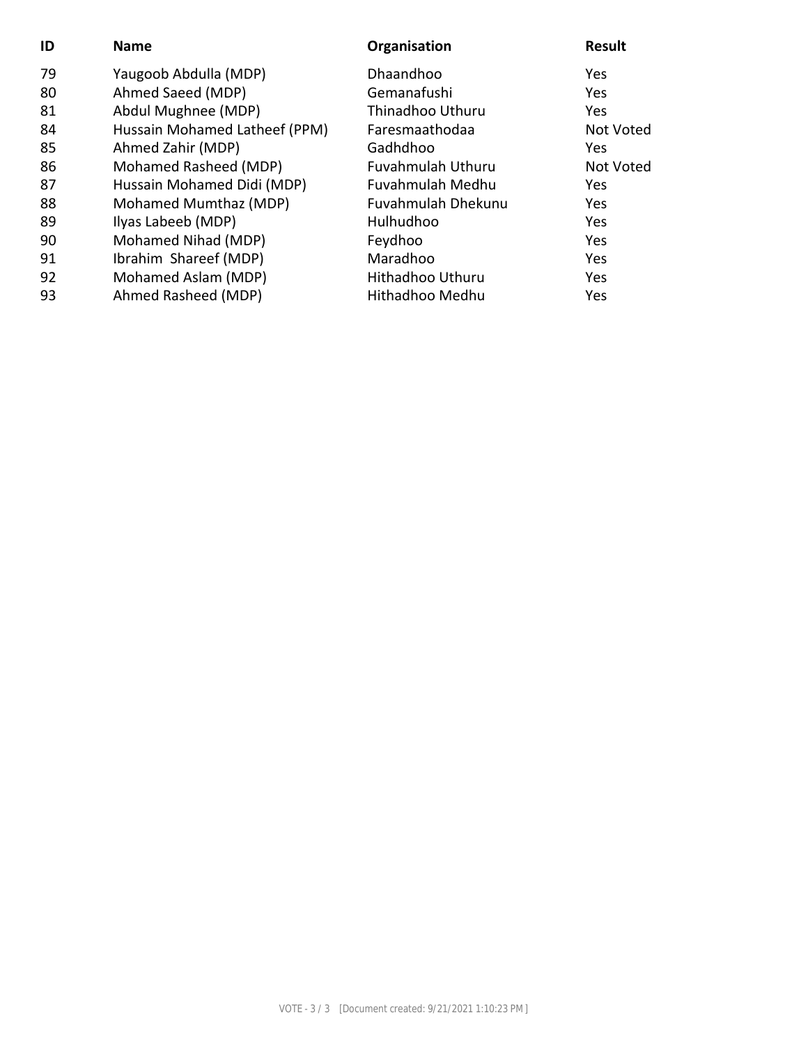| ID | Name | Organisation | Result |
| --- | --- | --- | --- |
| 79 | Yaugoob Abdulla (MDP) | Dhaandhoo | Yes |
| 80 | Ahmed Saeed (MDP) | Gemanafushi | Yes |
| 81 | Abdul Mughnee (MDP) | Thinadhoo Uthuru | Yes |
| 84 | Hussain Mohamed Latheef (PPM) | Faresmaathodaa | Not Voted |
| 85 | Ahmed Zahir (MDP) | Gadhdhoo | Yes |
| 86 | Mohamed Rasheed (MDP) | Fuvahmulah Uthuru | Not Voted |
| 87 | Hussain Mohamed Didi (MDP) | Fuvahmulah Medhu | Yes |
| 88 | Mohamed Mumthaz (MDP) | Fuvahmulah Dhekunu | Yes |
| 89 | Ilyas Labeeb (MDP) | Hulhudhoo | Yes |
| 90 | Mohamed Nihad (MDP) | Feydhoo | Yes |
| 91 | Ibrahim Shareef (MDP) | Maradhoo | Yes |
| 92 | Mohamed Aslam (MDP) | Hithadhoo Uthuru | Yes |
| 93 | Ahmed Rasheed (MDP) | Hithadhoo Medhu | Yes |